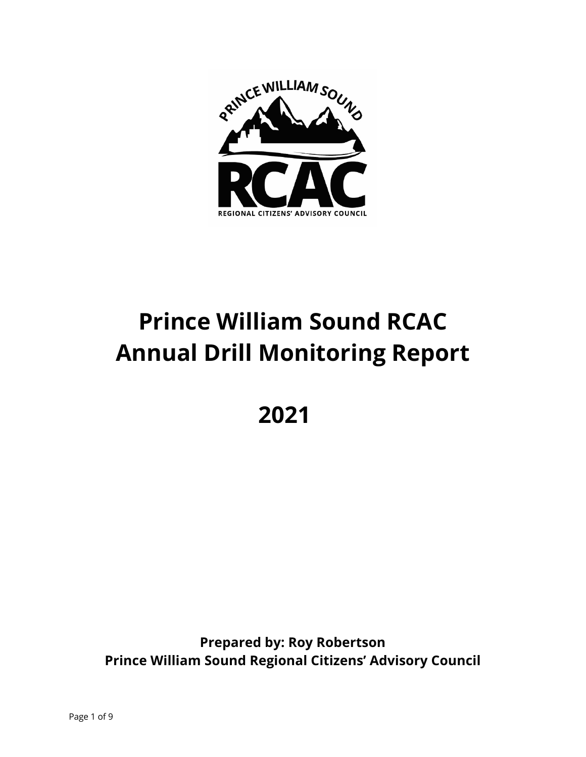# Prince William Sound RCAC Annual Drill Monitoring Report

# 2021

**Prepared by: Roy Robertson**
**Prince William Sound Regional Citizens' Advisory Council**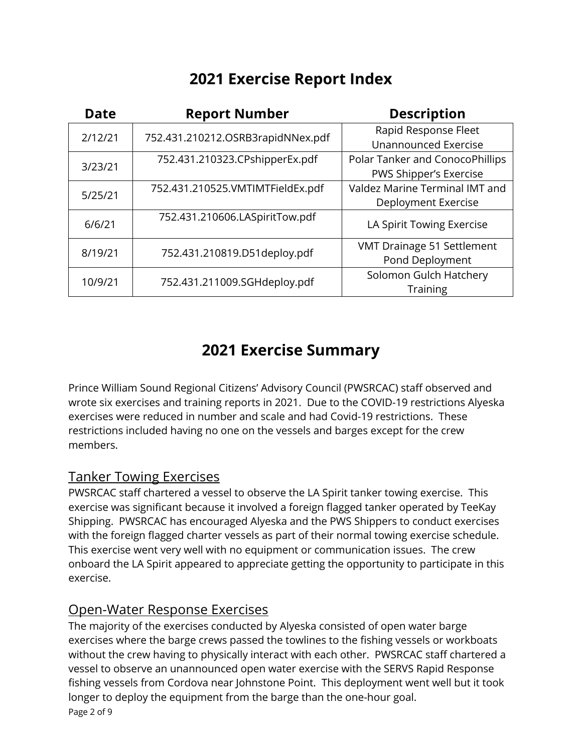# 2021 Exercise Report Index

| Date | Report Number | Description |
|---|---|---|
| 2/12/21 | 752.431.210212.OSRB3rapidNNex.pdf | Rapid Response Fleet Unannounced Exercise |
| 3/23/21 | 752.431.210323.CPshipperEx.pdf | Polar Tanker and ConocoPhillips PWS Shipper's Exercise |
| 5/25/21 | 752.431.210525.VMTIMTFieldEx.pdf | Valdez Marine Terminal IMT and Deployment Exercise |
| 6/6/21 | 752.431.210606.LASpiritTow.pdf | LA Spirit Towing Exercise |
| 8/19/21 | 752.431.210819.D51deploy.pdf | VMT Drainage 51 Settlement Pond Deployment |
| 10/9/21 | 752.431.211009.SGHdeploy.pdf | Solomon Gulch Hatchery Training |

# 2021 Exercise Summary

Prince William Sound Regional Citizens' Advisory Council (PWSRCAC) staff observed and wrote six exercises and training reports in 2021. Due to the COVID-19 restrictions Alyeska exercises were reduced in number and scale and had Covid-19 restrictions. These restrictions included having no one on the vessels and barges except for the crew members.

## Tanker Towing Exercises

PWSRCAC staff chartered a vessel to observe the LA Spirit tanker towing exercise. This exercise was significant because it involved a foreign flagged tanker operated by TeeKay Shipping. PWSRCAC has encouraged Alyeska and the PWS Shippers to conduct exercises with the foreign flagged charter vessels as part of their normal towing exercise schedule. This exercise went very well with no equipment or communication issues. The crew onboard the LA Spirit appeared to appreciate getting the opportunity to participate in this exercise.

## Open-Water Response Exercises

The majority of the exercises conducted by Alyeska consisted of open water barge exercises where the barge crews passed the towlines to the fishing vessels or workboats without the crew having to physically interact with each other. PWSRCAC staff chartered a vessel to observe an unannounced open water exercise with the SERVS Rapid Response fishing vessels from Cordova near Johnstone Point. This deployment went well but it took longer to deploy the equipment from the barge than the one-hour goal.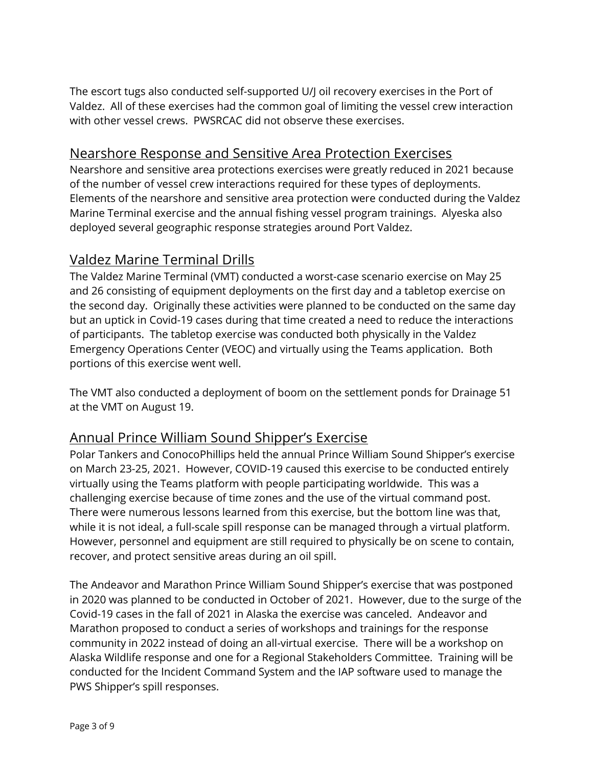The escort tugs also conducted self-supported U/J oil recovery exercises in the Port of Valdez. All of these exercises had the common goal of limiting the vessel crew interaction with other vessel crews. PWSRCAC did not observe these exercises.

## Nearshore Response and Sensitive Area Protection Exercises

Nearshore and sensitive area protections exercises were greatly reduced in 2021 because of the number of vessel crew interactions required for these types of deployments. Elements of the nearshore and sensitive area protection were conducted during the Valdez Marine Terminal exercise and the annual fishing vessel program trainings. Alyeska also deployed several geographic response strategies around Port Valdez.

## Valdez Marine Terminal Drills

The Valdez Marine Terminal (VMT) conducted a worst-case scenario exercise on May 25 and 26 consisting of equipment deployments on the first day and a tabletop exercise on the second day. Originally these activities were planned to be conducted on the same day but an uptick in Covid-19 cases during that time created a need to reduce the interactions of participants. The tabletop exercise was conducted both physically in the Valdez Emergency Operations Center (VEOC) and virtually using the Teams application. Both portions of this exercise went well.

The VMT also conducted a deployment of boom on the settlement ponds for Drainage 51 at the VMT on August 19.

## Annual Prince William Sound Shipper's Exercise

Polar Tankers and ConocoPhillips held the annual Prince William Sound Shipper's exercise on March 23-25, 2021. However, COVID-19 caused this exercise to be conducted entirely virtually using the Teams platform with people participating worldwide. This was a challenging exercise because of time zones and the use of the virtual command post. There were numerous lessons learned from this exercise, but the bottom line was that, while it is not ideal, a full-scale spill response can be managed through a virtual platform. However, personnel and equipment are still required to physically be on scene to contain, recover, and protect sensitive areas during an oil spill.

The Andeavor and Marathon Prince William Sound Shipper's exercise that was postponed in 2020 was planned to be conducted in October of 2021. However, due to the surge of the Covid-19 cases in the fall of 2021 in Alaska the exercise was canceled. Andeavor and Marathon proposed to conduct a series of workshops and trainings for the response community in 2022 instead of doing an all-virtual exercise. There will be a workshop on Alaska Wildlife response and one for a Regional Stakeholders Committee. Training will be conducted for the Incident Command System and the IAP software used to manage the PWS Shipper's spill responses.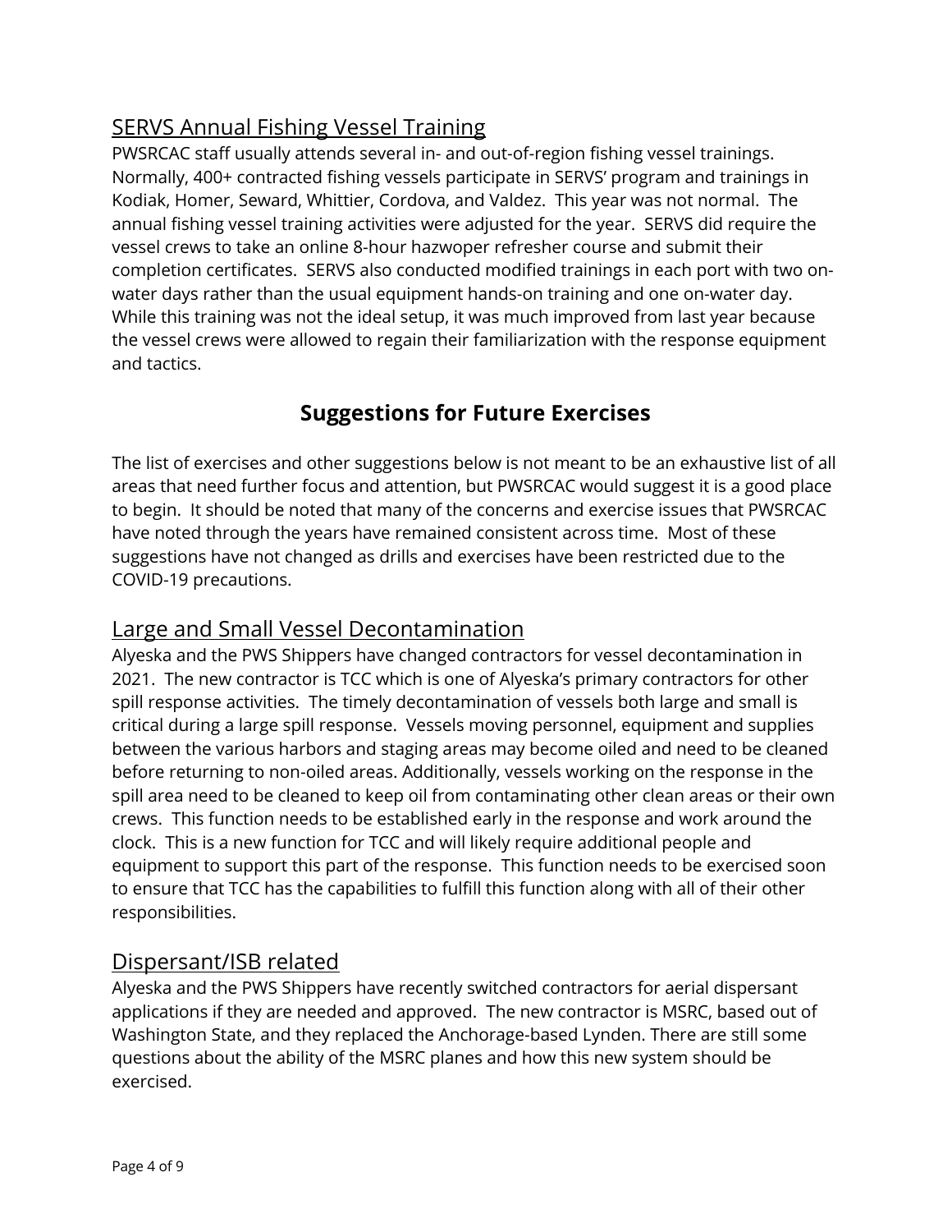## SERVS Annual Fishing Vessel Training

PWSRCAC staff usually attends several in- and out-of-region fishing vessel trainings. Normally, 400+ contracted fishing vessels participate in SERVS' program and trainings in Kodiak, Homer, Seward, Whittier, Cordova, and Valdez. This year was not normal. The annual fishing vessel training activities were adjusted for the year. SERVS did require the vessel crews to take an online 8-hour hazwoper refresher course and submit their completion certificates. SERVS also conducted modified trainings in each port with two on-water days rather than the usual equipment hands-on training and one on-water day. While this training was not the ideal setup, it was much improved from last year because the vessel crews were allowed to regain their familiarization with the response equipment and tactics.

# Suggestions for Future Exercises

The list of exercises and other suggestions below is not meant to be an exhaustive list of all areas that need further focus and attention, but PWSRCAC would suggest it is a good place to begin. It should be noted that many of the concerns and exercise issues that PWSRCAC have noted through the years have remained consistent across time. Most of these suggestions have not changed as drills and exercises have been restricted due to the COVID-19 precautions.

## Large and Small Vessel Decontamination

Alyeska and the PWS Shippers have changed contractors for vessel decontamination in 2021. The new contractor is TCC which is one of Alyeska's primary contractors for other spill response activities. The timely decontamination of vessels both large and small is critical during a large spill response. Vessels moving personnel, equipment and supplies between the various harbors and staging areas may become oiled and need to be cleaned before returning to non-oiled areas. Additionally, vessels working on the response in the spill area need to be cleaned to keep oil from contaminating other clean areas or their own crews. This function needs to be established early in the response and work around the clock. This is a new function for TCC and will likely require additional people and equipment to support this part of the response. This function needs to be exercised soon to ensure that TCC has the capabilities to fulfill this function along with all of their other responsibilities.

## Dispersant/ISB related

Alyeska and the PWS Shippers have recently switched contractors for aerial dispersant applications if they are needed and approved. The new contractor is MSRC, based out of Washington State, and they replaced the Anchorage-based Lynden. There are still some questions about the ability of the MSRC planes and how this new system should be exercised.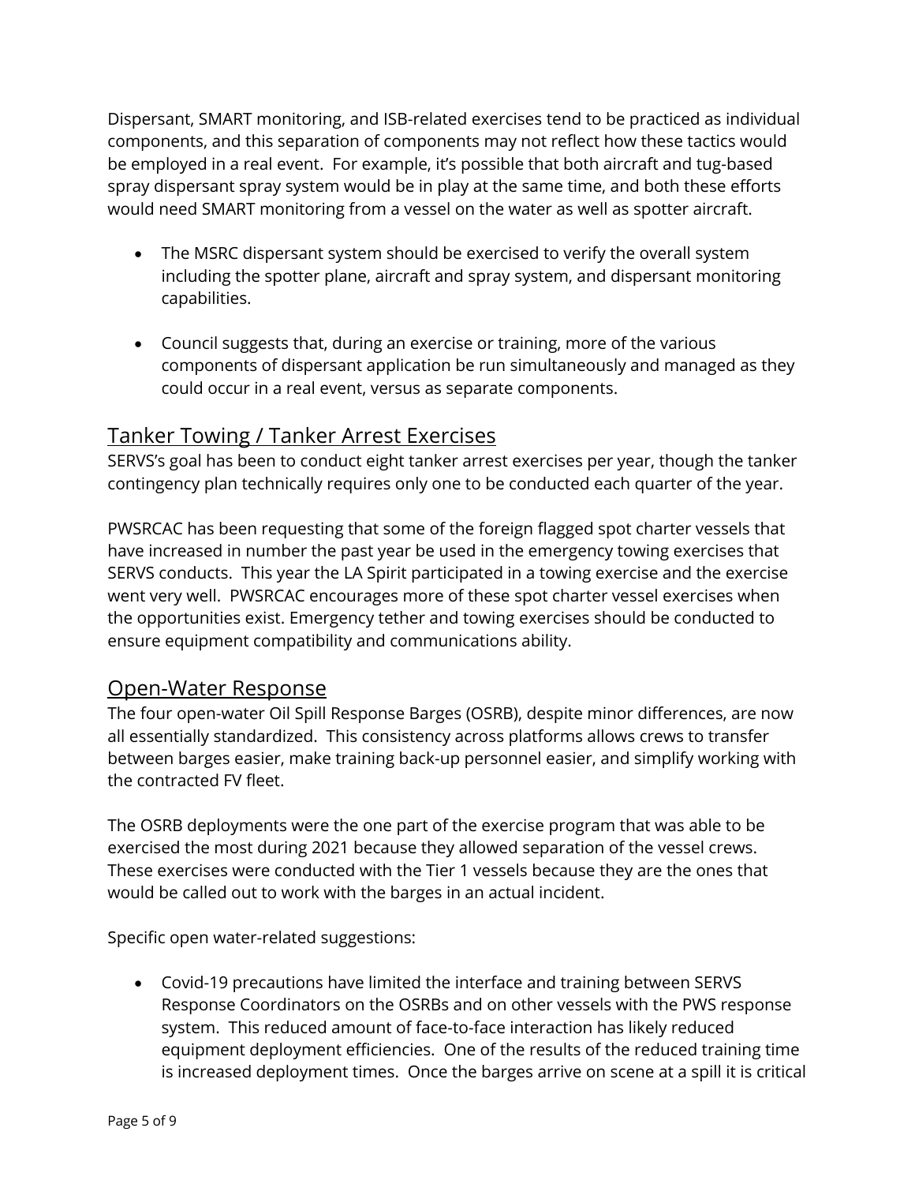Dispersant, SMART monitoring, and ISB-related exercises tend to be practiced as individual components, and this separation of components may not reflect how these tactics would be employed in a real event. For example, it's possible that both aircraft and tug-based spray dispersant spray system would be in play at the same time, and both these efforts would need SMART monitoring from a vessel on the water as well as spotter aircraft.

- The MSRC dispersant system should be exercised to verify the overall system including the spotter plane, aircraft and spray system, and dispersant monitoring capabilities.

- Council suggests that, during an exercise or training, more of the various components of dispersant application be run simultaneously and managed as they could occur in a real event, versus as separate components.

## Tanker Towing / Tanker Arrest Exercises

SERVS's goal has been to conduct eight tanker arrest exercises per year, though the tanker contingency plan technically requires only one to be conducted each quarter of the year.

PWSRCAC has been requesting that some of the foreign flagged spot charter vessels that have increased in number the past year be used in the emergency towing exercises that SERVS conducts. This year the LA Spirit participated in a towing exercise and the exercise went very well. PWSRCAC encourages more of these spot charter vessel exercises when the opportunities exist. Emergency tether and towing exercises should be conducted to ensure equipment compatibility and communications ability.

## Open-Water Response

The four open-water Oil Spill Response Barges (OSRB), despite minor differences, are now all essentially standardized. This consistency across platforms allows crews to transfer between barges easier, make training back-up personnel easier, and simplify working with the contracted FV fleet.

The OSRB deployments were the one part of the exercise program that was able to be exercised the most during 2021 because they allowed separation of the vessel crews. These exercises were conducted with the Tier 1 vessels because they are the ones that would be called out to work with the barges in an actual incident.

Specific open water-related suggestions:

- Covid-19 precautions have limited the interface and training between SERVS Response Coordinators on the OSRBs and on other vessels with the PWS response system. This reduced amount of face-to-face interaction has likely reduced equipment deployment efficiencies. One of the results of the reduced training time is increased deployment times. Once the barges arrive on scene at a spill it is critical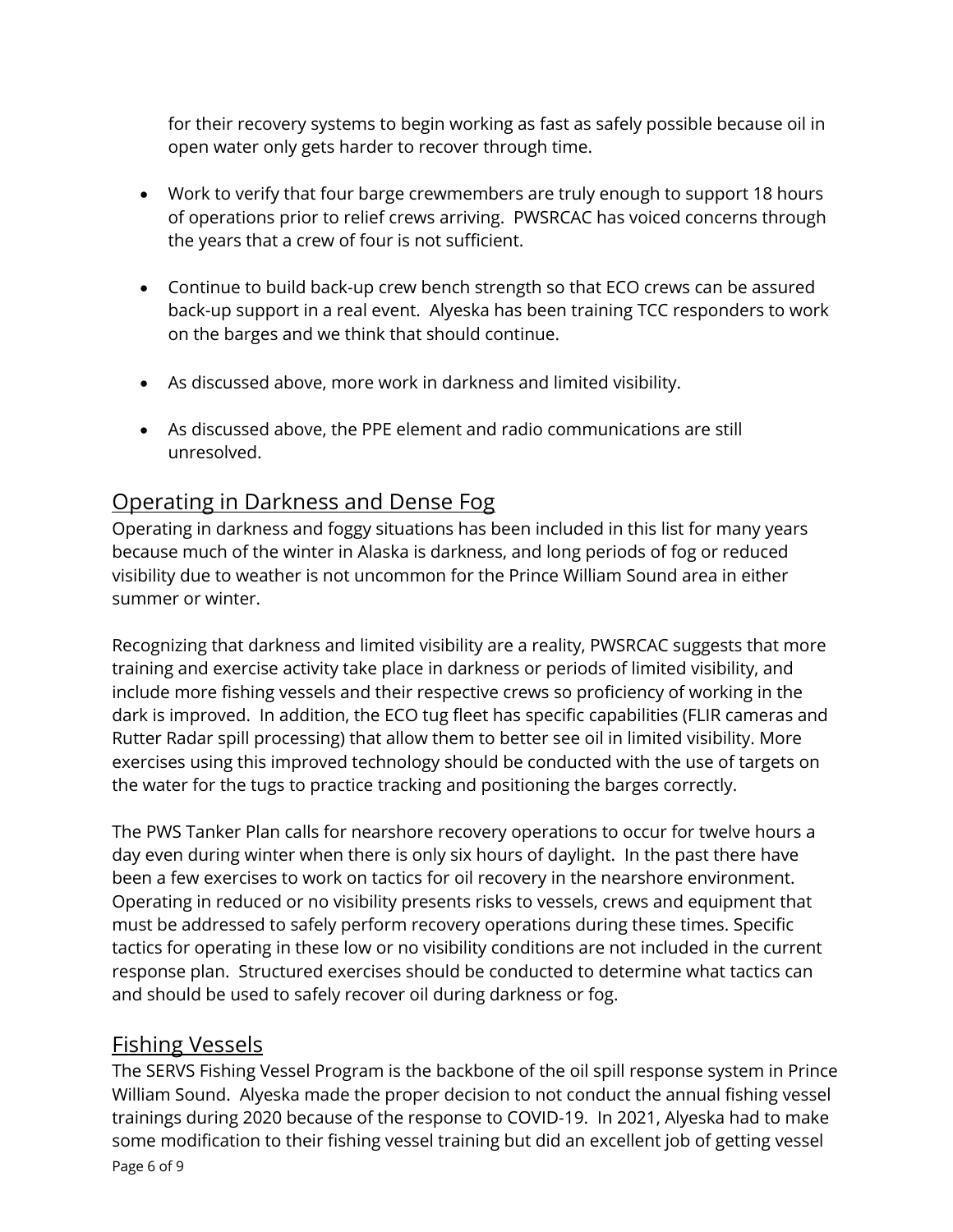for their recovery systems to begin working as fast as safely possible because oil in open water only gets harder to recover through time.

- Work to verify that four barge crewmembers are truly enough to support 18 hours of operations prior to relief crews arriving. PWSRCAC has voiced concerns through the years that a crew of four is not sufficient.

- Continue to build back-up crew bench strength so that ECO crews can be assured back-up support in a real event. Alyeska has been training TCC responders to work on the barges and we think that should continue.

- As discussed above, more work in darkness and limited visibility.

- As discussed above, the PPE element and radio communications are still unresolved.

## Operating in Darkness and Dense Fog

Operating in darkness and foggy situations has been included in this list for many years because much of the winter in Alaska is darkness, and long periods of fog or reduced visibility due to weather is not uncommon for the Prince William Sound area in either summer or winter.

Recognizing that darkness and limited visibility are a reality, PWSRCAC suggests that more training and exercise activity take place in darkness or periods of limited visibility, and include more fishing vessels and their respective crews so proficiency of working in the dark is improved. In addition, the ECO tug fleet has specific capabilities (FLIR cameras and Rutter Radar spill processing) that allow them to better see oil in limited visibility. More exercises using this improved technology should be conducted with the use of targets on the water for the tugs to practice tracking and positioning the barges correctly.

The PWS Tanker Plan calls for nearshore recovery operations to occur for twelve hours a day even during winter when there is only six hours of daylight. In the past there have been a few exercises to work on tactics for oil recovery in the nearshore environment. Operating in reduced or no visibility presents risks to vessels, crews and equipment that must be addressed to safely perform recovery operations during these times. Specific tactics for operating in these low or no visibility conditions are not included in the current response plan. Structured exercises should be conducted to determine what tactics can and should be used to safely recover oil during darkness or fog.

## Fishing Vessels

The SERVS Fishing Vessel Program is the backbone of the oil spill response system in Prince William Sound. Alyeska made the proper decision to not conduct the annual fishing vessel trainings during 2020 because of the response to COVID-19. In 2021, Alyeska had to make some modification to their fishing vessel training but did an excellent job of getting vessel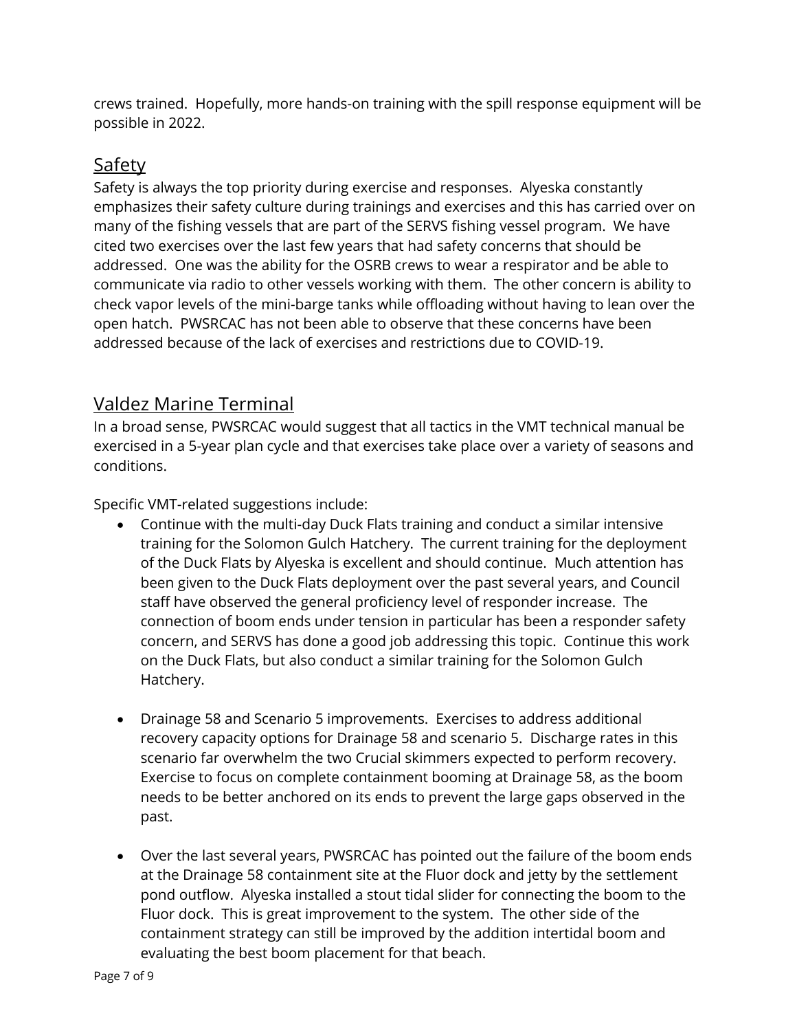crews trained. Hopefully, more hands-on training with the spill response equipment will be possible in 2022.

## Safety

Safety is always the top priority during exercise and responses. Alyeska constantly emphasizes their safety culture during trainings and exercises and this has carried over on many of the fishing vessels that are part of the SERVS fishing vessel program. We have cited two exercises over the last few years that had safety concerns that should be addressed. One was the ability for the OSRB crews to wear a respirator and be able to communicate via radio to other vessels working with them. The other concern is ability to check vapor levels of the mini-barge tanks while offloading without having to lean over the open hatch. PWSRCAC has not been able to observe that these concerns have been addressed because of the lack of exercises and restrictions due to COVID-19.

## Valdez Marine Terminal

In a broad sense, PWSRCAC would suggest that all tactics in the VMT technical manual be exercised in a 5-year plan cycle and that exercises take place over a variety of seasons and conditions.

Specific VMT-related suggestions include:

- Continue with the multi-day Duck Flats training and conduct a similar intensive training for the Solomon Gulch Hatchery. The current training for the deployment of the Duck Flats by Alyeska is excellent and should continue. Much attention has been given to the Duck Flats deployment over the past several years, and Council staff have observed the general proficiency level of responder increase. The connection of boom ends under tension in particular has been a responder safety concern, and SERVS has done a good job addressing this topic. Continue this work on the Duck Flats, but also conduct a similar training for the Solomon Gulch Hatchery.

- Drainage 58 and Scenario 5 improvements. Exercises to address additional recovery capacity options for Drainage 58 and scenario 5. Discharge rates in this scenario far overwhelm the two Crucial skimmers expected to perform recovery. Exercise to focus on complete containment booming at Drainage 58, as the boom needs to be better anchored on its ends to prevent the large gaps observed in the past.

- Over the last several years, PWSRCAC has pointed out the failure of the boom ends at the Drainage 58 containment site at the Fluor dock and jetty by the settlement pond outflow. Alyeska installed a stout tidal slider for connecting the boom to the Fluor dock. This is great improvement to the system. The other side of the containment strategy can still be improved by the addition intertidal boom and evaluating the best boom placement for that beach.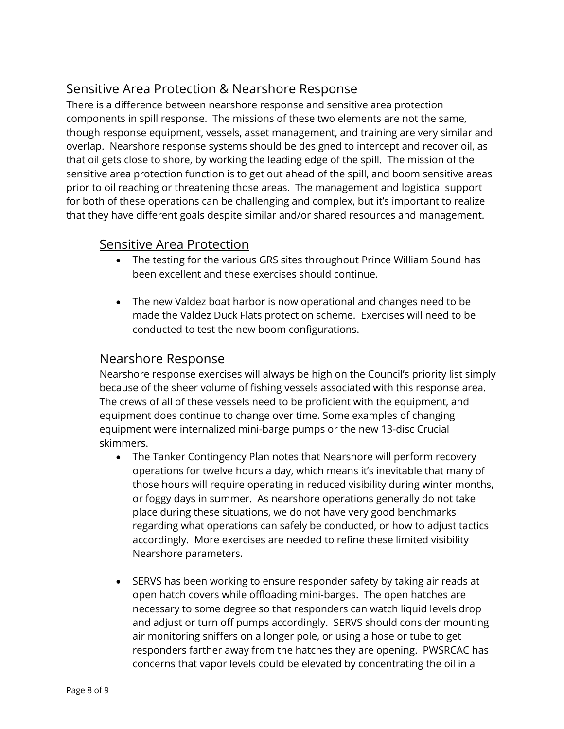## Sensitive Area Protection & Nearshore Response

There is a difference between nearshore response and sensitive area protection components in spill response. The missions of these two elements are not the same, though response equipment, vessels, asset management, and training are very similar and overlap. Nearshore response systems should be designed to intercept and recover oil, as that oil gets close to shore, by working the leading edge of the spill. The mission of the sensitive area protection function is to get out ahead of the spill, and boom sensitive areas prior to oil reaching or threatening those areas. The management and logistical support for both of these operations can be challenging and complex, but it's important to realize that they have different goals despite similar and/or shared resources and management.

### Sensitive Area Protection

- The testing for the various GRS sites throughout Prince William Sound has been excellent and these exercises should continue.

- The new Valdez boat harbor is now operational and changes need to be made the Valdez Duck Flats protection scheme. Exercises will need to be conducted to test the new boom configurations.

### Nearshore Response

Nearshore response exercises will always be high on the Council's priority list simply because of the sheer volume of fishing vessels associated with this response area. The crews of all of these vessels need to be proficient with the equipment, and equipment does continue to change over time. Some examples of changing equipment were internalized mini-barge pumps or the new 13-disc Crucial skimmers.

- The Tanker Contingency Plan notes that Nearshore will perform recovery operations for twelve hours a day, which means it's inevitable that many of those hours will require operating in reduced visibility during winter months, or foggy days in summer. As nearshore operations generally do not take place during these situations, we do not have very good benchmarks regarding what operations can safely be conducted, or how to adjust tactics accordingly. More exercises are needed to refine these limited visibility Nearshore parameters.

- SERVS has been working to ensure responder safety by taking air reads at open hatch covers while offloading mini-barges. The open hatches are necessary to some degree so that responders can watch liquid levels drop and adjust or turn off pumps accordingly. SERVS should consider mounting air monitoring sniffers on a longer pole, or using a hose or tube to get responders farther away from the hatches they are opening. PWSRCAC has concerns that vapor levels could be elevated by concentrating the oil in a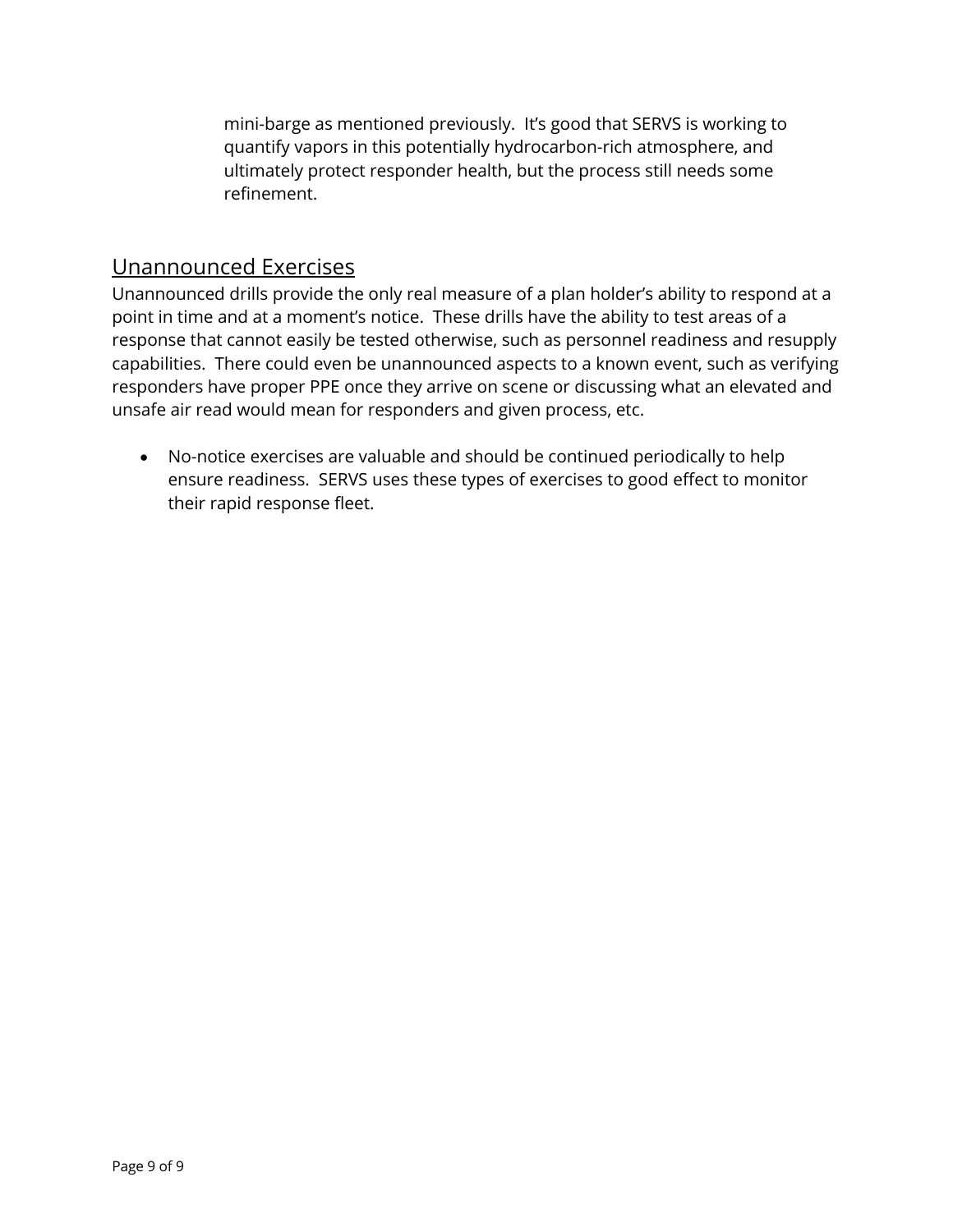mini-barge as mentioned previously. It's good that SERVS is working to quantify vapors in this potentially hydrocarbon-rich atmosphere, and ultimately protect responder health, but the process still needs some refinement.

## Unannounced Exercises

Unannounced drills provide the only real measure of a plan holder's ability to respond at a point in time and at a moment's notice. These drills have the ability to test areas of a response that cannot easily be tested otherwise, such as personnel readiness and resupply capabilities. There could even be unannounced aspects to a known event, such as verifying responders have proper PPE once they arrive on scene or discussing what an elevated and unsafe air read would mean for responders and given process, etc.

- No-notice exercises are valuable and should be continued periodically to help ensure readiness. SERVS uses these types of exercises to good effect to monitor their rapid response fleet.